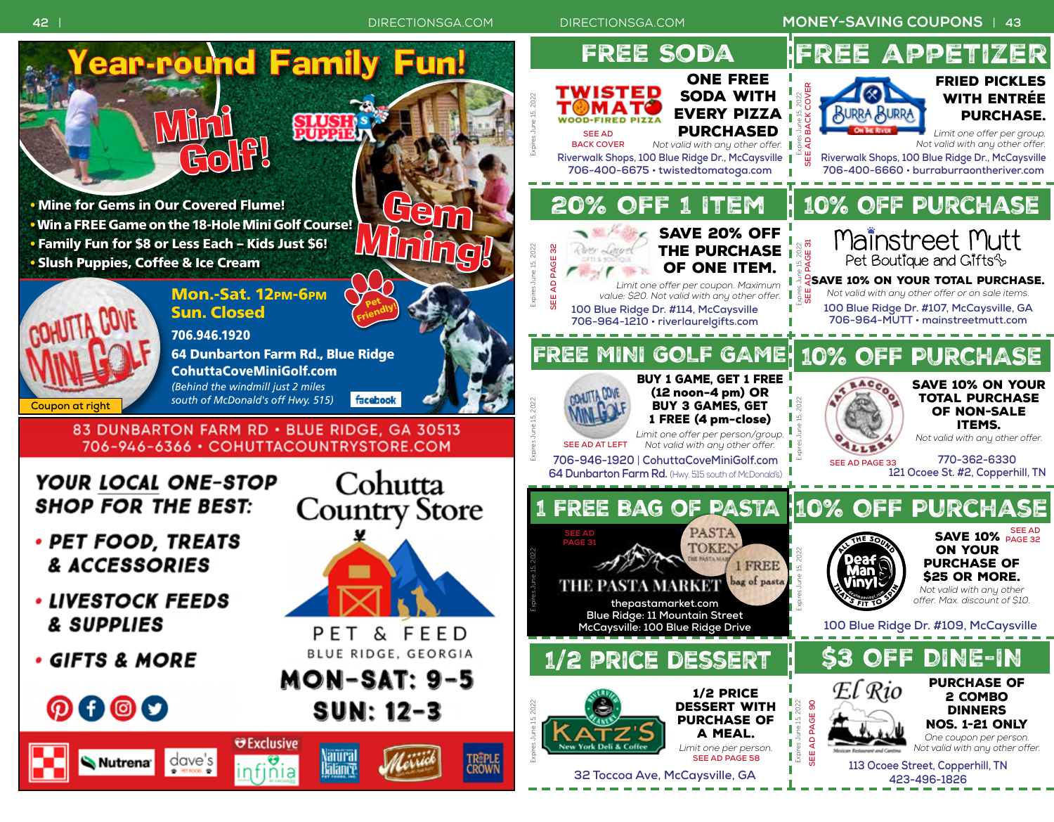# Year-round Family Fun!

## Mini Golf!

## Gem Mining!

SLUSH PUPPiE

- Mine for Gems in Our Covered Flume!
- Win a FREE Game on the 18-Hole Mini Golf Course!
- Family Fun for $8 or Less Each – Kids Just $6!
- Slush Puppies, Coffee & Ice Cream

COHUTTA COVE MINI GOLF

Coupon at right

**Mon.-Sat. 12PM-6PM**
**Sun. Closed**

Pet Friendly!

**706.946.1920**
**64 Dunbarton Farm Rd., Blue Ridge**
**CohuttaCoveMiniGolf.com**
*(Behind the windmill just 2 miles south of McDonald's off Hwy. 515)*

facebook

---

83 DUNBARTON FARM RD • BLUE RIDGE, GA 30513
706-946-6366 • COHUTTACOUNTRYSTORE.COM

***YOUR LOCAL ONE-STOP SHOP FOR THE BEST:***

- ***PET FOOD, TREATS & ACCESSORIES***
- ***LIVESTOCK FEEDS & SUPPLIES***
- ***GIFTS & MORE***

## Cohutta Country Store

PET & FEED
BLUE RIDGE, GEORGIA

**MON-SAT: 9-5**
**SUN: 12-3**

Nutrena · dave's · Exclusive · infinia · Natural Balance · Merrick · TRIPLE CROWN

---

# MONEY-SAVING COUPONS

## FREE SODA

TWISTED TOMATO WOOD-FIRED PIZZA

SEE AD BACK COVER

**ONE FREE SODA WITH EVERY PIZZA PURCHASED**

*Not valid with any other offer.*

Riverwalk Shops, 100 Blue Ridge Dr., McCaysville
706-400-6675 • twistedtomatoga.com

Expires June 15, 2022

## FREE APPETIZER

BURRA BURRA On The River

SEE AD BACK COVER

**FRIED PICKLES WITH ENTRÉE PURCHASE.**

*Limit one offer per group. Not valid with any other offer.*

Riverwalk Shops, 100 Blue Ridge Dr., McCaysville
706-400-6660 • burraburraontheriver.com

Expires June 15, 2022

## 20% OFF 1 ITEM

River Laurel GIFTS & BOUTIQUE

SEE AD PAGE 32

**SAVE 20% OFF THE PURCHASE OF ONE ITEM.**

*Limit one offer per coupon. Maximum value: $20. Not valid with any other offer.*

100 Blue Ridge Dr. #114, McCaysville
706-964-1210 • riverlaurelgifts.com

Expires June 15, 2022

## 10% OFF PURCHASE

Mainstreet Mutt — Pet Boutique and Gifts

SEE AD PAGE 31

**SAVE 10% ON YOUR TOTAL PURCHASE.**

*Not valid with any other offer or on sale items.*

100 Blue Ridge Dr. #107, McCaysville, GA
706-964-MUTT • mainstreetmutt.com

Expires June 15, 2022

## FREE MINI GOLF GAME

COHUTTA COVE MINI GOLF

SEE AD AT LEFT

**BUY 1 GAME, GET 1 FREE (12 noon-4 pm) OR BUY 3 GAMES, GET 1 FREE (4 pm-close)**

*Limit one offer per person/group. Not valid with any other offer.*

706-946-1920 | CohuttaCoveMiniGolf.com
64 Dunbarton Farm Rd. (Hwy. 515 south of McDonald's)

Expires June 15, 2022

## 10% OFF PURCHASE

FAT RACCOON GALLERY

SEE AD PAGE 33

**SAVE 10% ON YOUR TOTAL PURCHASE OF NON-SALE ITEMS.**

*Not valid with any other offer.*

770-362-6330
121 Ocoee St. #2, Copperhill, TN

Expires June 15, 2022

## 1 FREE BAG OF PASTA

SEE AD PAGE 31

THE PASTA MARKET

PASTA TOKEN — 1 FREE bag of pasta

thepastamarket.com
Blue Ridge: 11 Mountain Street
McCaysville: 100 Blue Ridge Drive

Expires June 15, 2022

## 10% OFF PURCHASE

Deaf Man Vinyl — All The Sound That's Fit To Spin

SEE AD PAGE 32

**SAVE 10% ON YOUR PURCHASE OF $25 OR MORE.**

*Not valid with any other offer. Max. discount of $10.*

100 Blue Ridge Dr. #109, McCaysville

Expires June 15, 2022

## 1/2 PRICE DESSERT

KATZ'S New York Deli & Coffee

**1/2 PRICE DESSERT WITH PURCHASE OF A MEAL.**

*Limit one per person.*

SEE AD PAGE 58

32 Toccoa Ave, McCaysville, GA

Expires June 15, 2022

## $3 OFF DINE-IN

El Rio Mexican Restaurant and Cantina

SEE AD PAGE 90

**PURCHASE OF 2 COMBO DINNERS NOS. 1-21 ONLY**

*One coupon per person. Not valid with any other offer.*

113 Ocoee Street, Copperhill, TN
423-496-1826

Expires June 15, 2022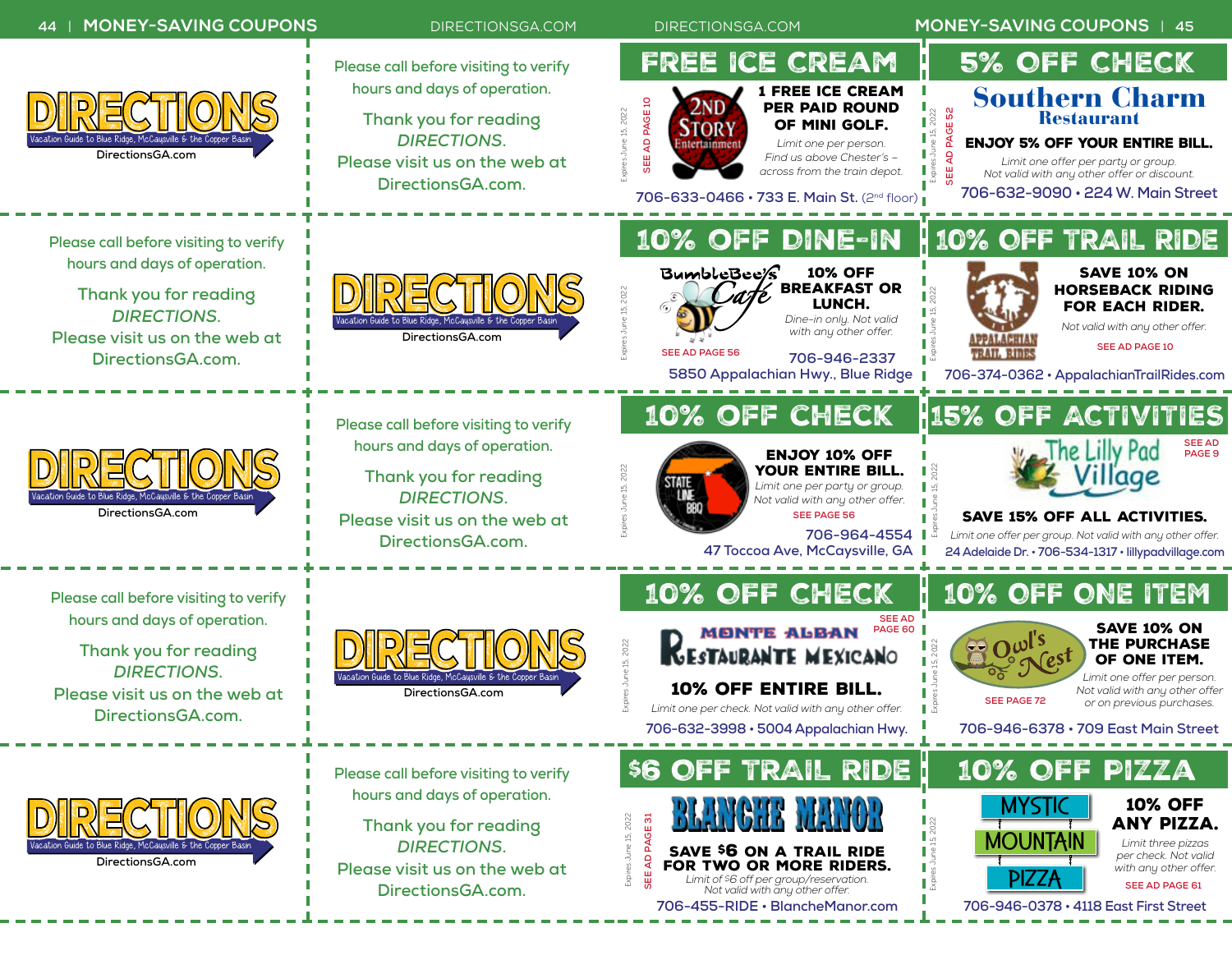DIRECTIONS
Vacation Guide to Blue Ridge, McCaysville & the Copper Basin
DirectionsGA.com

Please call before visiting to verify hours and days of operation.

Thank you for reading *DIRECTIONS*.
Please visit us on the web at DirectionsGA.com.

## FREE ICE CREAM

2ND STORY Entertainment

**1 FREE ICE CREAM PER PAID ROUND OF MINI GOLF.**

*Limit one per person.*
*Find us above Chester's – across from the train depot.*

706-633-0466 • 733 E. Main St. (2nd floor)

SEE AD PAGE 10 — Expires June 15, 2022

## 5% OFF CHECK

Southern Charm Restaurant

**ENJOY 5% OFF YOUR ENTIRE BILL.**

*Limit one offer per party or group.*
*Not valid with any other offer or discount.*

706-632-9090 • 224 W. Main Street

SEE AD PAGE 52 — Expires June 15, 2022

---

Please call before visiting to verify hours and days of operation.

Thank you for reading *DIRECTIONS*.
Please visit us on the web at DirectionsGA.com.

DIRECTIONS
Vacation Guide to Blue Ridge, McCaysville & the Copper Basin
DirectionsGA.com

## 10% OFF DINE-IN

BumbleBee's Cafe

**10% OFF BREAKFAST OR LUNCH.**

*Dine-in only. Not valid with any other offer.*

SEE AD PAGE 56

706-946-2337
5850 Appalachian Hwy., Blue Ridge

Expires June 15, 2022

## 10% OFF TRAIL RIDE

Appalachian Trail Rides

**SAVE 10% ON HORSEBACK RIDING FOR EACH RIDER.**

*Not valid with any other offer.*

SEE AD PAGE 10

706-374-0362 • AppalachianTrailRides.com

Expires June 15, 2022

---

DIRECTIONS
Vacation Guide to Blue Ridge, McCaysville & the Copper Basin
DirectionsGA.com

Please call before visiting to verify hours and days of operation.

Thank you for reading *DIRECTIONS*.
Please visit us on the web at DirectionsGA.com.

## 10% OFF CHECK

State Line 880

**ENJOY 10% OFF YOUR ENTIRE BILL.**

*Limit one offer per party or group.*
*Not valid with any other offer.*

SEE PAGE 56

706-964-4554
47 Toccoa Ave, McCaysville, GA

Expires June 15, 2022

## 15% OFF ACTIVITIES

The Lilly Pad Village

SEE AD PAGE 9

**SAVE 15% OFF ALL ACTIVITIES.**

*Limit one offer per group. Not valid with any other offer.*

24 Adelaide Dr. • 706-534-1317 • lillypadvillage.com

Expires June 15, 2022

---

Please call before visiting to verify hours and days of operation.

Thank you for reading *DIRECTIONS*.
Please visit us on the web at DirectionsGA.com.

DIRECTIONS
Vacation Guide to Blue Ridge, McCaysville & the Copper Basin
DirectionsGA.com

## 10% OFF CHECK

Monte Alban Restaurante Mexicano

SEE AD PAGE 60

**10% OFF ENTIRE BILL.**

*Limit one per check. Not valid with any other offer.*

706-632-3998 • 5004 Appalachian Hwy.

Expires June 15, 2022

## 10% OFF ONE ITEM

Owl's Nest

**SAVE 10% ON THE PURCHASE OF ONE ITEM.**

*Limit one offer per person.*
*Not valid with any other offer or on previous purchases.*

SEE PAGE 72

706-946-6378 • 709 East Main Street

Expires June 15, 2022

---

DIRECTIONS
Vacation Guide to Blue Ridge, McCaysville & the Copper Basin
DirectionsGA.com

Please call before visiting to verify hours and days of operation.

Thank you for reading *DIRECTIONS*.
Please visit us on the web at DirectionsGA.com.

## $6 OFF TRAIL RIDE

Blanche Manor

**SAVE $6 ON A TRAIL RIDE FOR TWO OR MORE RIDERS.**

*Limit of $6 off per group/reservation.*
*Not valid with any other offer.*

706-455-RIDE • BlancheManor.com

SEE AD PAGE 31 — Expires June 15, 2022

## 10% OFF PIZZA

Mystic Mountain Pizza

**10% OFF ANY PIZZA.**

*Limit three pizzas per check. Not valid with any other offer.*

SEE AD PAGE 61

706-946-0378 • 4118 East First Street

Expires June 15, 2022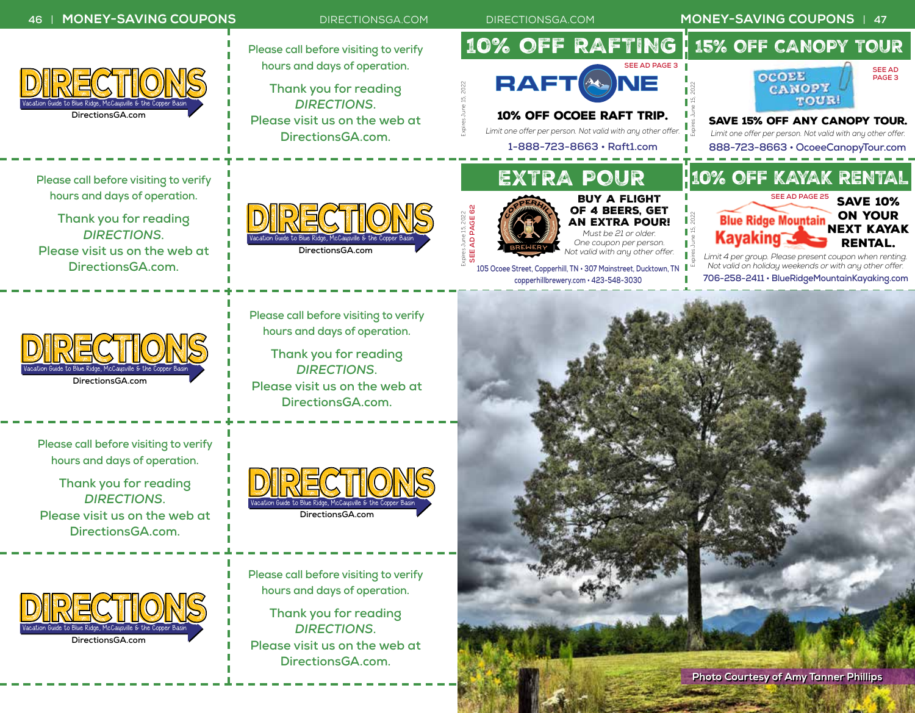DIRECTIONS

Vacation Guide to Blue Ridge, McCaysville & the Copper Basin

DirectionsGA.com

Please call before visiting to verify hours and days of operation.

Thank you for reading *DIRECTIONS*.
Please visit us on the web at DirectionsGA.com.

## 10% OFF RAFTING

SEE AD PAGE 3

RAFT ONE

**10% OFF OCOEE RAFT TRIP.**

*Limit one offer per person. Not valid with any other offer.*

1-888-723-8663 • Raft1.com

Expires June 15, 2022

## 15% OFF CANOPY TOUR

SEE AD PAGE 3

OCOEE CANOPY TOUR!

**SAVE 15% OFF ANY CANOPY TOUR.**

*Limit one offer per person. Not valid with any other offer.*

888-723-8663 • OcoeeCanopyTour.com

Expires June 15, 2022

Please call before visiting to verify hours and days of operation.

Thank you for reading *DIRECTIONS*.
Please visit us on the web at DirectionsGA.com.

DIRECTIONS

Vacation Guide to Blue Ridge, McCaysville & the Copper Basin

DirectionsGA.com

## EXTRA POUR

SEE AD PAGE 62

Copperhill Brewery

**BUY A FLIGHT OF 4 BEERS, GET AN EXTRA POUR!**

*Must be 21 or older.*
*One coupon per person.*
*Not valid with any other offer.*

105 Ocoee Street, Copperhill, TN • 307 Mainstreet, Ducktown, TN
copperhillbrewery.com • 423-548-3030

Expires June 15, 2022

## 10% OFF KAYAK RENTAL

SEE AD PAGE 25

Blue Ridge Mountain Kayaking

**SAVE 10% ON YOUR NEXT KAYAK RENTAL.**

*Limit 4 per group. Please present coupon when renting. Not valid on holiday weekends or with any other offer.*

706-258-2411 • BlueRidgeMountainKayaking.com

Expires June 15, 2022

DIRECTIONS

Vacation Guide to Blue Ridge, McCaysville & the Copper Basin

DirectionsGA.com

Please call before visiting to verify hours and days of operation.

Thank you for reading *DIRECTIONS*.
Please visit us on the web at DirectionsGA.com.

Please call before visiting to verify hours and days of operation.

Thank you for reading *DIRECTIONS*.
Please visit us on the web at DirectionsGA.com.

DIRECTIONS

Vacation Guide to Blue Ridge, McCaysville & the Copper Basin

DirectionsGA.com

DIRECTIONS

Vacation Guide to Blue Ridge, McCaysville & the Copper Basin

DirectionsGA.com

Please call before visiting to verify hours and days of operation.

Thank you for reading *DIRECTIONS*.
Please visit us on the web at DirectionsGA.com.

Photo Courtesy of Amy Tanner Phillips